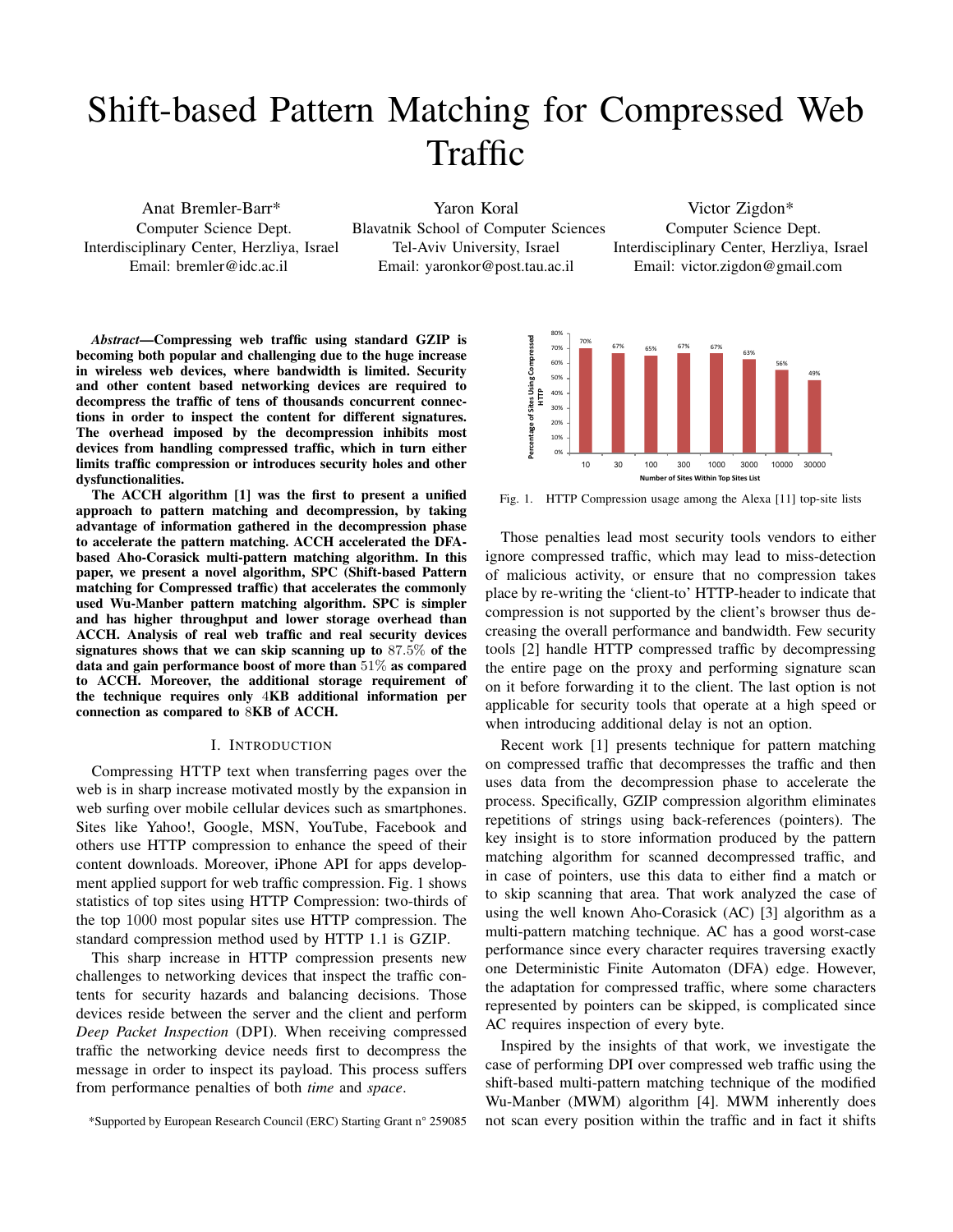# Shift-based Pattern Matching for Compressed Web Traffic

Anat Bremler-Barr*
Computer Science Dept.
Interdisciplinary Center, Herzliya, Israel
Email: bremler@idc.ac.il

Yaron Koral
Blavatnik School of Computer Sciences
Tel-Aviv University, Israel
Email: yaronkor@post.tau.ac.il

Victor Zigdon*
Computer Science Dept.
Interdisciplinary Center, Herzliya, Israel
Email: victor.zigdon@gmail.com

***Abstract*—Compressing web traffic using standard GZIP is becoming both popular and challenging due to the huge increase in wireless web devices, where bandwidth is limited. Security and other content based networking devices are required to decompress the traffic of tens of thousands concurrent connections in order to inspect the content for different signatures. The overhead imposed by the decompression inhibits most devices from handling compressed traffic, which in turn either limits traffic compression or introduces security holes and other dysfunctionalities.**

**The ACCH algorithm [1] was the first to present a unified approach to pattern matching and decompression, by taking advantage of information gathered in the decompression phase to accelerate the pattern matching. ACCH accelerated the DFA-based Aho-Corasick multi-pattern matching algorithm. In this paper, we present a novel algorithm, SPC (Shift-based Pattern matching for Compressed traffic) that accelerates the commonly used Wu-Manber pattern matching algorithm. SPC is simpler and has higher throughput and lower storage overhead than ACCH. Analysis of real web traffic and real security devices signatures shows that we can skip scanning up to $87.5\%$ of the data and gain performance boost of more than $51\%$ as compared to ACCH. Moreover, the additional storage requirement of the technique requires only $4$KB additional information per connection as compared to $8$KB of ACCH.**

## I. Introduction

Compressing HTTP text when transferring pages over the web is in sharp increase motivated mostly by the expansion in web surfing over mobile cellular devices such as smartphones. Sites like Yahoo!, Google, MSN, YouTube, Facebook and others use HTTP compression to enhance the speed of their content downloads. Moreover, iPhone API for apps development applied support for web traffic compression. Fig. 1 shows statistics of top sites using HTTP Compression: two-thirds of the top $1000$ most popular sites use HTTP compression. The standard compression method used by HTTP 1.1 is GZIP.

This sharp increase in HTTP compression presents new challenges to networking devices that inspect the traffic contents for security hazards and balancing decisions. Those devices reside between the server and the client and perform *Deep Packet Inspection* (DPI). When receiving compressed traffic the networking device needs first to decompress the message in order to inspect its payload. This process suffers from performance penalties of both *time* and *space*.

| Number of Sites Within Top Sites List | 10 | 30 | 100 | 300 | 1000 | 3000 | 10000 | 30000 |
|---|---|---|---|---|---|---|---|---|
| Percentage of Sites Using Compressed HTTP | 70% | 67% | 65% | 67% | 67% | 63% | 56% | 49% |

Fig. 1. HTTP Compression usage among the Alexa [11] top-site lists

Those penalties lead most security tools vendors to either ignore compressed traffic, which may lead to miss-detection of malicious activity, or ensure that no compression takes place by re-writing the 'client-to' HTTP-header to indicate that compression is not supported by the client's browser thus decreasing the overall performance and bandwidth. Few security tools [2] handle HTTP compressed traffic by decompressing the entire page on the proxy and performing signature scan on it before forwarding it to the client. The last option is not applicable for security tools that operate at a high speed or when introducing additional delay is not an option.

Recent work [1] presents technique for pattern matching on compressed traffic that decompresses the traffic and then uses data from the decompression phase to accelerate the process. Specifically, GZIP compression algorithm eliminates repetitions of strings using back-references (pointers). The key insight is to store information produced by the pattern matching algorithm for scanned decompressed traffic, and in case of pointers, use this data to either find a match or to skip scanning that area. That work analyzed the case of using the well known Aho-Corasick (AC) [3] algorithm as a multi-pattern matching technique. AC has a good worst-case performance since every character requires traversing exactly one Deterministic Finite Automaton (DFA) edge. However, the adaptation for compressed traffic, where some characters represented by pointers can be skipped, is complicated since AC requires inspection of every byte.

Inspired by the insights of that work, we investigate the case of performing DPI over compressed web traffic using the shift-based multi-pattern matching technique of the modified Wu-Manber (MWM) algorithm [4]. MWM inherently does not scan every position within the traffic and in fact it shifts

*Supported by European Research Council (ERC) Starting Grant n° 259085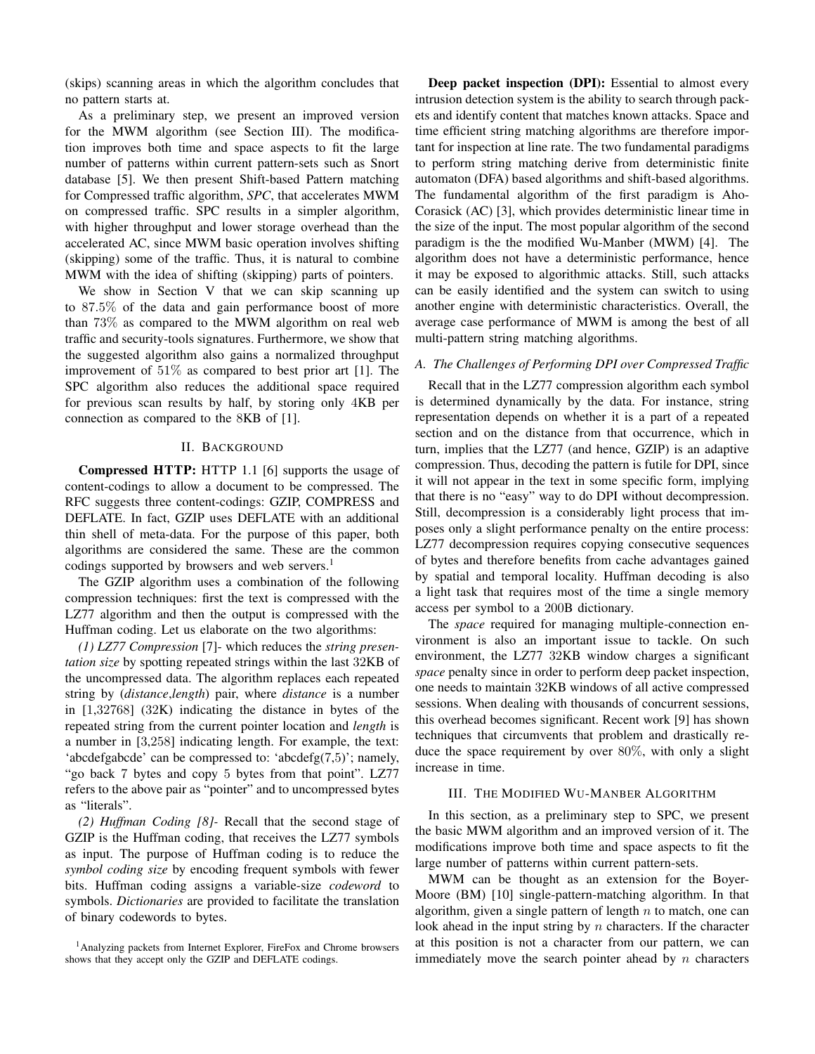(skips) scanning areas in which the algorithm concludes that no pattern starts at.

As a preliminary step, we present an improved version for the MWM algorithm (see Section III). The modification improves both time and space aspects to fit the large number of patterns within current pattern-sets such as Snort database [5]. We then present Shift-based Pattern matching for Compressed traffic algorithm, *SPC*, that accelerates MWM on compressed traffic. SPC results in a simpler algorithm, with higher throughput and lower storage overhead than the accelerated AC, since MWM basic operation involves shifting (skipping) some of the traffic. Thus, it is natural to combine MWM with the idea of shifting (skipping) parts of pointers.

We show in Section V that we can skip scanning up to $87.5\%$ of the data and gain performance boost of more than $73\%$ as compared to the MWM algorithm on real web traffic and security-tools signatures. Furthermore, we show that the suggested algorithm also gains a normalized throughput improvement of $51\%$ as compared to best prior art [1]. The SPC algorithm also reduces the additional space required for previous scan results by half, by storing only 4KB per connection as compared to the 8KB of [1].

## II. Background

**Compressed HTTP:** HTTP 1.1 [6] supports the usage of content-codings to allow a document to be compressed. The RFC suggests three content-codings: GZIP, COMPRESS and DEFLATE. In fact, GZIP uses DEFLATE with an additional thin shell of meta-data. For the purpose of this paper, both algorithms are considered the same. These are the common codings supported by browsers and web servers.[1]

The GZIP algorithm uses a combination of the following compression techniques: first the text is compressed with the LZ77 algorithm and then the output is compressed with the Huffman coding. Let us elaborate on the two algorithms:

*(1) LZ77 Compression* [7]- which reduces the *string presentation size* by spotting repeated strings within the last 32KB of the uncompressed data. The algorithm replaces each repeated string by (*distance*,*length*) pair, where *distance* is a number in [1,32768] (32K) indicating the distance in bytes of the repeated string from the current pointer location and *length* is a number in [3,258] indicating length. For example, the text: 'abcdefgabcde' can be compressed to: 'abcdefg(7,5)'; namely, "go back 7 bytes and copy 5 bytes from that point". LZ77 refers to the above pair as "pointer" and to uncompressed bytes as "literals".

*(2) Huffman Coding* [8]- Recall that the second stage of GZIP is the Huffman coding, that receives the LZ77 symbols as input. The purpose of Huffman coding is to reduce the *symbol coding size* by encoding frequent symbols with fewer bits. Huffman coding assigns a variable-size *codeword* to symbols. *Dictionaries* are provided to facilitate the translation of binary codewords to bytes.

[1] Analyzing packets from Internet Explorer, FireFox and Chrome browsers shows that they accept only the GZIP and DEFLATE codings.

**Deep packet inspection (DPI):** Essential to almost every intrusion detection system is the ability to search through packets and identify content that matches known attacks. Space and time efficient string matching algorithms are therefore important for inspection at line rate. The two fundamental paradigms to perform string matching derive from deterministic finite automaton (DFA) based algorithms and shift-based algorithms. The fundamental algorithm of the first paradigm is Aho-Corasick (AC) [3], which provides deterministic linear time in the size of the input. The most popular algorithm of the second paradigm is the the modified Wu-Manber (MWM) [4]. The algorithm does not have a deterministic performance, hence it may be exposed to algorithmic attacks. Still, such attacks can be easily identified and the system can switch to using another engine with deterministic characteristics. Overall, the average case performance of MWM is among the best of all multi-pattern string matching algorithms.

### A. The Challenges of Performing DPI over Compressed Traffic

Recall that in the LZ77 compression algorithm each symbol is determined dynamically by the data. For instance, string representation depends on whether it is a part of a repeated section and on the distance from that occurrence, which in turn, implies that the LZ77 (and hence, GZIP) is an adaptive compression. Thus, decoding the pattern is futile for DPI, since it will not appear in the text in some specific form, implying that there is no "easy" way to do DPI without decompression. Still, decompression is a considerably light process that imposes only a slight performance penalty on the entire process: LZ77 decompression requires copying consecutive sequences of bytes and therefore benefits from cache advantages gained by spatial and temporal locality. Huffman decoding is also a light task that requires most of the time a single memory access per symbol to a 200B dictionary.

The *space* required for managing multiple-connection environment is also an important issue to tackle. On such environment, the LZ77 32KB window charges a significant *space* penalty since in order to perform deep packet inspection, one needs to maintain 32KB windows of all active compressed sessions. When dealing with thousands of concurrent sessions, this overhead becomes significant. Recent work [9] has shown techniques that circumvents that problem and drastically reduce the space requirement by over $80\%$, with only a slight increase in time.

## III. The Modified Wu-Manber Algorithm

In this section, as a preliminary step to SPC, we present the basic MWM algorithm and an improved version of it. The modifications improve both time and space aspects to fit the large number of patterns within current pattern-sets.

MWM can be thought as an extension for the Boyer-Moore (BM) [10] single-pattern-matching algorithm. In that algorithm, given a single pattern of length $n$ to match, one can look ahead in the input string by $n$ characters. If the character at this position is not a character from our pattern, we can immediately move the search pointer ahead by $n$ characters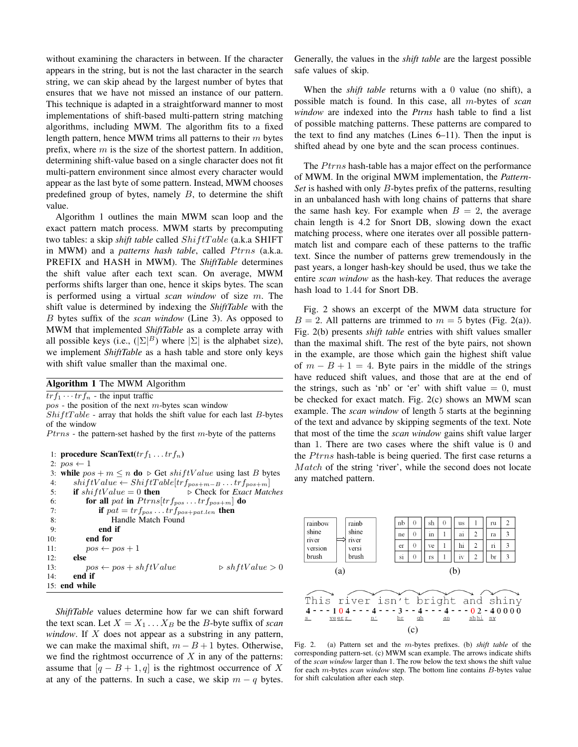without examining the characters in between. If the character appears in the string, but is not the last character in the search string, we can skip ahead by the largest number of bytes that ensures that we have not missed an instance of our pattern. This technique is adapted in a straightforward manner to most implementations of shift-based multi-pattern string matching algorithms, including MWM. The algorithm fits to a fixed length pattern, hence MWM trims all patterns to their $m$ bytes prefix, where $m$ is the size of the shortest pattern. In addition, determining shift-value based on a single character does not fit multi-pattern environment since almost every character would appear as the last byte of some pattern. Instead, MWM chooses predefined group of bytes, namely $B$, to determine the shift value.

Algorithm 1 outlines the main MWM scan loop and the exact pattern match process. MWM starts by precomputing two tables: a skip *shift table* called $ShiftTable$ (a.k.a SHIFT in MWM) and a *patterns hash table*, called $Ptrns$ (a.k.a. PREFIX and HASH in MWM). The *ShiftTable* determines the shift value after each text scan. On average, MWM performs shifts larger than one, hence it skips bytes. The scan is performed using a virtual *scan window* of size $m$. The shift value is determined by indexing the *ShiftTable* with the $B$ bytes suffix of the *scan window* (Line 3). As opposed to MWM that implemented *ShiftTable* as a complete array with all possible keys (i.e., $(|\Sigma|^B)$ where $|\Sigma|$ is the alphabet size), we implement *ShiftTable* as a hash table and store only keys with shift value smaller than the maximal one.

**Algorithm 1** The MWM Algorithm

$trf_1 \cdots trf_n$ - the input traffic
$pos$ - the position of the next $m$-bytes scan window
$ShiftTable$ - array that holds the shift value for each last $B$-bytes of the window
$Ptrns$ - the pattern-set hashed by the first $m$-byte of the patterns

```
1:  procedure ScanText(trf_1 ... trf_n)
2:  pos ← 1
3:  while pos + m ≤ n do                  ▷ Get shiftValue using last B bytes
4:      shiftValue ← ShiftTable[trf_{pos+m-B} ... trf_{pos+m}]
5:      if shiftValue = 0 then              ▷ Check for Exact Matches
6:          for all pat in Ptrns[trf_{pos} ... trf_{pos+m}] do
7:              if pat = trf_{pos} ... trf_{pos+pat.len} then
8:                  Handle Match Found
9:              end if
10:         end for
11:         pos ← pos + 1
12:     else
13:         pos ← pos + shftValue           ▷ shftValue > 0
14:     end if
15: end while
```

*ShiftTable* values determine how far we can shift forward the text scan. Let $X = X_1 \ldots X_B$ be the $B$-byte suffix of *scan window*. If $X$ does not appear as a substring in any pattern, we can make the maximal shift, $m - B + 1$ bytes. Otherwise, we find the rightmost occurrence of $X$ in any of the patterns: assume that $[q - B + 1, q]$ is the rightmost occurrence of $X$ at any of the patterns. In such a case, we skip $m - q$ bytes. Generally, the values in the *shift table* are the largest possible safe values of skip.

When the *shift table* returns with a 0 value (no shift), a possible match is found. In this case, all $m$-bytes of *scan window* are indexed into the *Ptrns* hash table to find a list of possible matching patterns. These patterns are compared to the text to find any matches (Lines 6–11). Then the input is shifted ahead by one byte and the scan process continues.

The $Ptrns$ hash-table has a major effect on the performance of MWM. In the original MWM implementation, the *Pattern-Set* is hashed with only $B$-bytes prefix of the patterns, resulting in an unbalanced hash with long chains of patterns that share the same hash key. For example when $B = 2$, the average chain length is 4.2 for Snort DB, slowing down the exact matching process, where one iterates over all possible pattern-match list and compare each of these patterns to the traffic text. Since the number of patterns grew tremendously in the past years, a longer hash-key should be used, thus we take the entire *scan window* as the hash-key. That reduces the average hash load to 1.44 for Snort DB.

Fig. 2 shows an excerpt of the MWM data structure for $B = 2$. All patterns are trimmed to $m = 5$ bytes (Fig. 2(a)). Fig. 2(b) presents *shift table* entries with shift values smaller than the maximal shift. The rest of the byte pairs, not shown in the example, are those which gain the highest shift value of $m - B + 1 = 4$. Byte pairs in the middle of the strings have reduced shift values, and those that are at the end of the strings, such as 'nb' or 'er' with shift value = 0, must be checked for exact match. Fig. 2(c) shows an MWM scan example. The *scan window* of length 5 starts at the beginning of the text and advance by skipping segments of the text. Note that most of the time the *scan window* gains shift value larger than 1. There are two cases where the shift value is 0 and the $Ptrns$ hash-table is being queried. The first case returns a $Match$ of the string 'river', while the second does not locate any matched pattern.

(a)

| Pattern | Prefix |
|---|---|
| rainbow | rainb |
| shine | shine |
| river | river |
| version | versi |
| brush | brush |

(b)

| | | | | | | | | | | |
|---|---|---|---|---|---|---|---|---|---|---|
| nb | 0 | sh | 0 | us | 1 | ru | 2 |
| ne | 0 | in | 1 | ai | 2 | ra | 3 |
| er | 0 | ve | 1 | hi | 2 | ri | 3 |
| si | 0 | rs | 1 | iv | 2 | br | 3 |

(c)

```
This river isn't bright and shiny
4 - - - 1 0 4 - - - 4 - - - 3 - - 4 - - - 4 - - - 0 2 - 4 0 0 0 0
s   ve er r   n'   br   gh   an   sh hi  ny
```

Fig. 2. (a) Pattern set and the $m$-bytes prefixes. (b) *shift table* of the corresponding pattern-set. (c) MWM scan example. The arrows indicate shifts of the *scan window* larger than 1. The row below the text shows the shift value for each $m$-bytes *scan window* step. The bottom line contains $B$-bytes value for shift calculation after each step.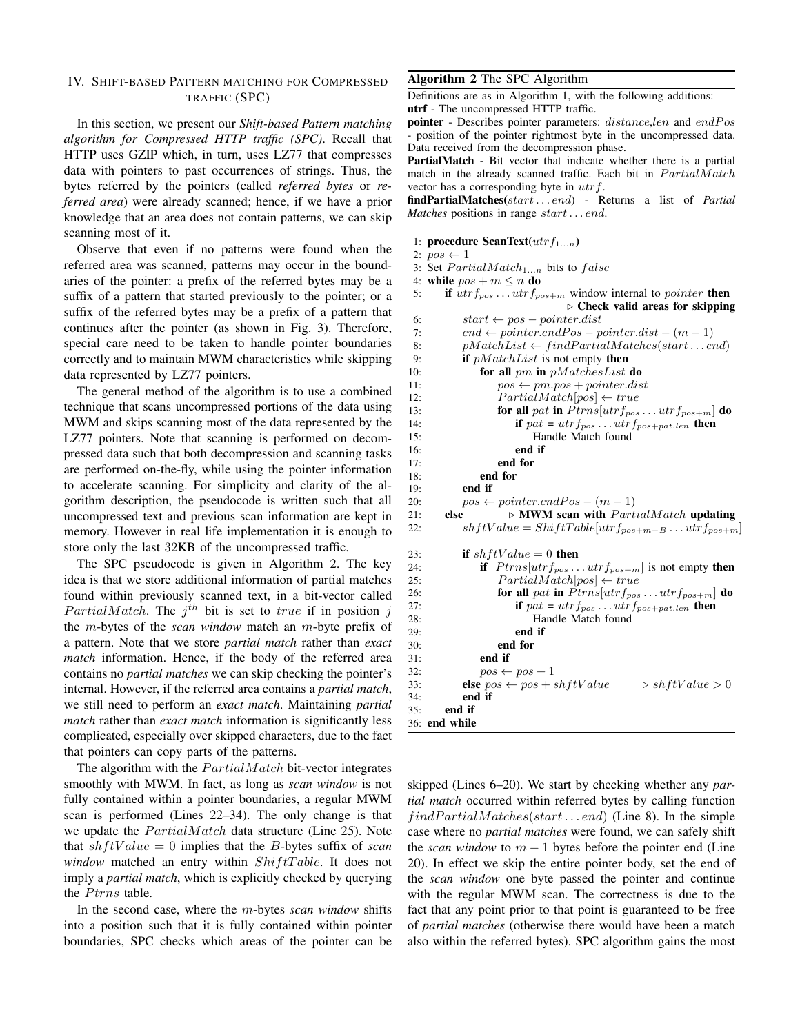## IV. Shift-based Pattern matching for Compressed traffic (SPC)

In this section, we present our *Shift-based Pattern matching algorithm for Compressed HTTP traffic (SPC)*. Recall that HTTP uses GZIP which, in turn, uses LZ77 that compresses data with pointers to past occurrences of strings. Thus, the bytes referred by the pointers (called *referred bytes* or *referred area*) were already scanned; hence, if we have a prior knowledge that an area does not contain patterns, we can skip scanning most of it.

Observe that even if no patterns were found when the referred area was scanned, patterns may occur in the boundaries of the pointer: a prefix of the referred bytes may be a suffix of a pattern that started previously to the pointer; or a suffix of the referred bytes may be a prefix of a pattern that continues after the pointer (as shown in Fig. 3). Therefore, special care need to be taken to handle pointer boundaries correctly and to maintain MWM characteristics while skipping data represented by LZ77 pointers.

The general method of the algorithm is to use a combined technique that scans uncompressed portions of the data using MWM and skips scanning most of the data represented by the LZ77 pointers. Note that scanning is performed on decompressed data such that both decompression and scanning tasks are performed on-the-fly, while using the pointer information to accelerate scanning. For simplicity and clarity of the algorithm description, the pseudocode is written such that all uncompressed text and previous scan information are kept in memory. However in real life implementation it is enough to store only the last 32KB of the uncompressed traffic.

The SPC pseudocode is given in Algorithm 2. The key idea is that we store additional information of partial matches found within previously scanned text, in a bit-vector called $PartialMatch$. The $j^{th}$ bit is set to $true$ if in position $j$ the $m$-bytes of the *scan window* match an $m$-byte prefix of a pattern. Note that we store *partial match* rather than *exact match* information. Hence, if the body of the referred area contains no *partial matches* we can skip checking the pointer's internal. However, if the referred area contains a *partial match*, we still need to perform an *exact match*. Maintaining *partial match* rather than *exact match* information is significantly less complicated, especially over skipped characters, due to the fact that pointers can copy parts of the patterns.

The algorithm with the $PartialMatch$ bit-vector integrates smoothly with MWM. In fact, as long as *scan window* is not fully contained within a pointer boundaries, a regular MWM scan is performed (Lines 22–34). The only change is that we update the $PartialMatch$ data structure (Line 25). Note that $shftValue = 0$ implies that the $B$-bytes suffix of *scan window* matched an entry within $ShiftTable$. It does not imply a *partial match*, which is explicitly checked by querying the $Ptrns$ table.

In the second case, where the $m$-bytes *scan window* shifts into a position such that it is fully contained within pointer boundaries, SPC checks which areas of the pointer can be skipped (Lines 6–20). We start by checking whether any *partial match* occurred within referred bytes by calling function $findPartialMatches(start \dots end)$ (Line 8). In the simple case where no *partial matches* were found, we can safely shift the *scan window* to $m-1$ bytes before the pointer end (Line 20). In effect we skip the entire pointer body, set the end of the *scan window* one byte passed the pointer and continue with the regular MWM scan. The correctness is due to the fact that any point prior to that point is guaranteed to be free of *partial matches* (otherwise there would have been a match also within the referred bytes). SPC algorithm gains the most

**Algorithm 2** The SPC Algorithm

Definitions are as in Algorithm 1, with the following additions:
**utrf** - The uncompressed HTTP traffic.
**pointer** - Describes pointer parameters: $distance$,$len$ and $endPos$ - position of the pointer rightmost byte in the uncompressed data. Data received from the decompression phase.
**PartialMatch** - Bit vector that indicate whether there is a partial match in the already scanned traffic. Each bit in $PartialMatch$ vector has a corresponding byte in $utrf$.
**findPartialMatches**($start \dots end$) - Returns a list of *Partial Matches* positions in range $start \dots end$.

```
1:  procedure ScanText(utrf_{1...n})
2:  pos ← 1
3:  Set PartialMatch_{1...n} bits to false
4:  while pos + m ≤ n do
5:      if utrf_pos ... utrf_{pos+m} window internal to pointer then
                                        ▷ Check valid areas for skipping
6:          start ← pos − pointer.dist
7:          end ← pointer.endPos − pointer.dist − (m − 1)
8:          pMatchList ← findPartialMatches(start ... end)
9:          if pMatchList is not empty then
10:             for all pm in pMatchesList do
11:                 pos ← pm.pos + pointer.dist
12:                 PartialMatch[pos] ← true
13:                 for all pat in Ptrns[utrf_pos ... utrf_{pos+m}] do
14:                     if pat = utrf_pos ... utrf_{pos+pat.len} then
15:                         Handle Match found
16:                     end if
17:                 end for
18:             end for
19:         end if
20:         pos ← pointer.endPos − (m − 1)
21:     else            ▷ MWM scan with PartialMatch updating
22:         shftValue = ShiftTable[utrf_{pos+m−B} ... utrf_{pos+m}]
23:         if shftValue = 0 then
24:             if Ptrns[utrf_pos ... utrf_{pos+m}] is not empty then
25:                 PartialMatch[pos] ← true
26:                 for all pat in Ptrns[utrf_pos ... utrf_{pos+m}] do
27:                     if pat = utrf_pos ... utrf_{pos+pat.len} then
28:                         Handle Match found
29:                     end if
30:                 end for
31:             end if
32:             pos ← pos + 1
33:         else pos ← pos + shftValue          ▷ shftValue > 0
34:         end if
35:     end if
36: end while
```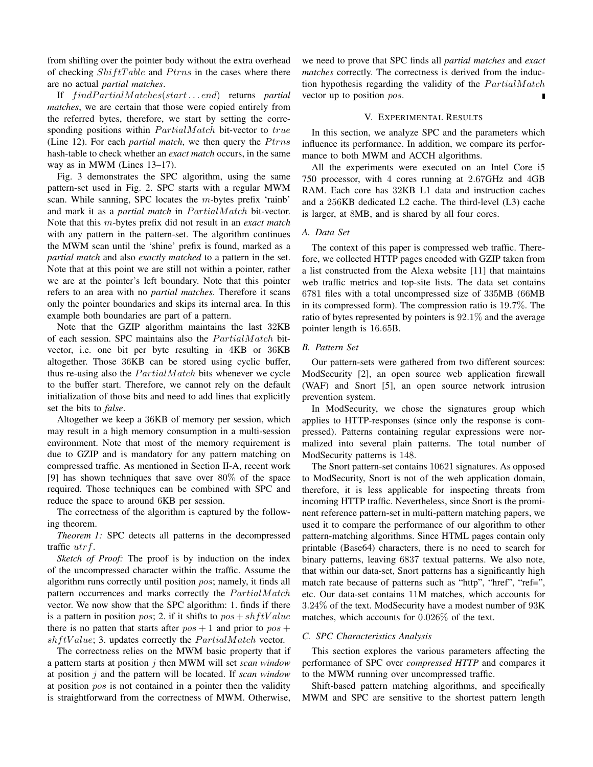from shifting over the pointer body without the extra overhead of checking $ShiftTable$ and $Ptrns$ in the cases where there are no actual *partial matches*.

If $findPartialMatches(start \dots end)$ returns *partial matches*, we are certain that those were copied entirely from the referred bytes, therefore, we start by setting the corresponding positions within $PartialMatch$ bit-vector to $true$ (Line 12). For each *partial match*, we then query the $Ptrns$ hash-table to check whether an *exact match* occurs, in the same way as in MWM (Lines 13–17).

Fig. 3 demonstrates the SPC algorithm, using the same pattern-set used in Fig. 2. SPC starts with a regular MWM scan. While sanning, SPC locates the $m$-bytes prefix 'rainb' and mark it as a *partial match* in $PartialMatch$ bit-vector. Note that this $m$-bytes prefix did not result in an *exact match* with any pattern in the pattern-set. The algorithm continues the MWM scan until the 'shine' prefix is found, marked as a *partial match* and also *exactly matched* to a pattern in the set. Note that at this point we are still not within a pointer, rather we are at the pointer's left boundary. Note that this pointer refers to an area with no *partial matches*. Therefore it scans only the pointer boundaries and skips its internal area. In this example both boundaries are part of a pattern.

Note that the GZIP algorithm maintains the last 32KB of each session. SPC maintains also the $PartialMatch$ bit-vector, i.e. one bit per byte resulting in 4KB or 36KB altogether. Those 36KB can be stored using cyclic buffer, thus re-using also the $PartialMatch$ bits whenever we cycle to the buffer start. Therefore, we cannot rely on the default initialization of those bits and need to add lines that explicitly set the bits to *false*.

Altogether we keep a 36KB of memory per session, which may result in a high memory consumption in a multi-session environment. Note that most of the memory requirement is due to GZIP and is mandatory for any pattern matching on compressed traffic. As mentioned in Section II-A, recent work [9] has shown techniques that save over 80% of the space required. Those techniques can be combined with SPC and reduce the space to around 6KB per session.

The correctness of the algorithm is captured by the following theorem.

*Theorem 1:* SPC detects all patterns in the decompressed traffic $utrf$.

*Sketch of Proof:* The proof is by induction on the index of the uncompressed character within the traffic. Assume the algorithm runs correctly until position $pos$; namely, it finds all pattern occurrences and marks correctly the $PartialMatch$ vector. We now show that the SPC algorithm: 1. finds if there is a pattern in position $pos$; 2. if it shifts to $pos + shftValue$ there is no patten that starts after $pos + 1$ and prior to $pos + shftValue$; 3. updates correctly the $PartialMatch$ vector.

The correctness relies on the MWM basic property that if a pattern starts at position $j$ then MWM will set *scan window* at position $j$ and the pattern will be located. If *scan window* at position $pos$ is not contained in a pointer then the validity is straightforward from the correctness of MWM. Otherwise, we need to prove that SPC finds all *partial matches* and *exact matches* correctly. The correctness is derived from the induction hypothesis regarding the validity of the $PartialMatch$ vector up to position $pos$. ∎

## V. Experimental Results

In this section, we analyze SPC and the parameters which influence its performance. In addition, we compare its performance to both MWM and ACCH algorithms.

All the experiments were executed on an Intel Core i5 750 processor, with 4 cores running at 2.67GHz and 4GB RAM. Each core has 32KB L1 data and instruction caches and a 256KB dedicated L2 cache. The third-level (L3) cache is larger, at 8MB, and is shared by all four cores.

### A. Data Set

The context of this paper is compressed web traffic. Therefore, we collected HTTP pages encoded with GZIP taken from a list constructed from the Alexa website [11] that maintains web traffic metrics and top-site lists. The data set contains 6781 files with a total uncompressed size of 335MB (66MB in its compressed form). The compression ratio is 19.7%. The ratio of bytes represented by pointers is 92.1% and the average pointer length is 16.65B.

### B. Pattern Set

Our pattern-sets were gathered from two different sources: ModSecurity [2], an open source web application firewall (WAF) and Snort [5], an open source network intrusion prevention system.

In ModSecurity, we chose the signatures group which applies to HTTP-responses (since only the response is compressed). Patterns containing regular expressions were normalized into several plain patterns. The total number of ModSecurity patterns is 148.

The Snort pattern-set contains 10621 signatures. As opposed to ModSecurity, Snort is not of the web application domain, therefore, it is less applicable for inspecting threats from incoming HTTP traffic. Nevertheless, since Snort is the prominent reference pattern-set in multi-pattern matching papers, we used it to compare the performance of our algorithm to other pattern-matching algorithms. Since HTML pages contain only printable (Base64) characters, there is no need to search for binary patterns, leaving 6837 textual patterns. We also note, that within our data-set, Snort patterns has a significantly high match rate because of patterns such as "http", "href", "ref=", etc. Our data-set contains 11M matches, which accounts for 3.24% of the text. ModSecurity have a modest number of 93K matches, which accounts for 0.026% of the text.

### C. SPC Characteristics Analysis

This section explores the various parameters affecting the performance of SPC over *compressed HTTP* and compares it to the MWM running over uncompressed traffic.

Shift-based pattern matching algorithms, and specifically MWM and SPC are sensitive to the shortest pattern length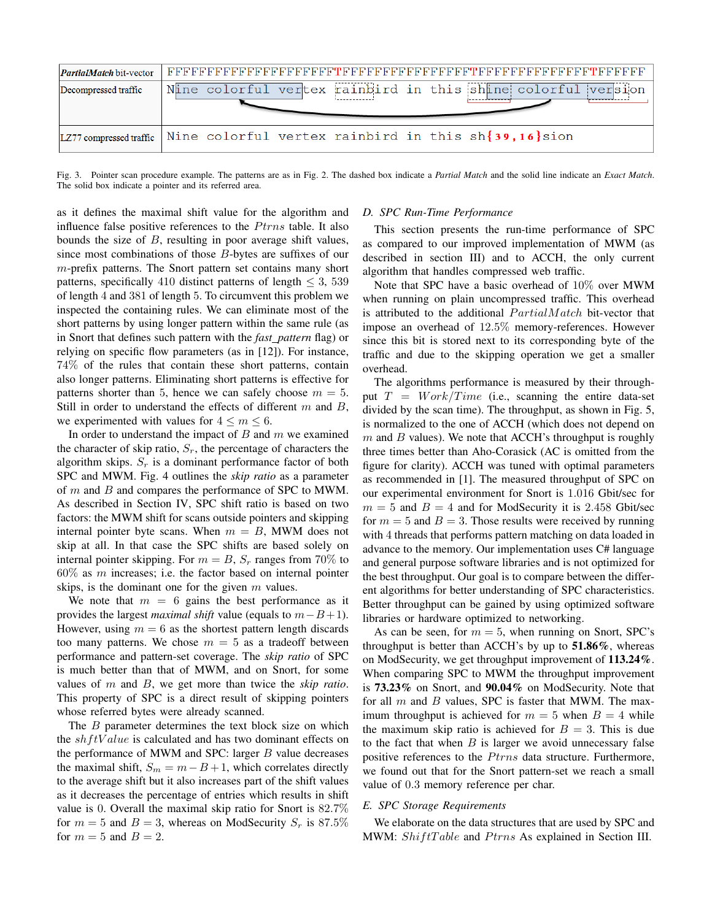| *PartialMatch* bit-vector | FFFFFFFFFFFFFFFFFFFFTFFFFFFFFFFFFFFFTFFFFFFFFFFFFFFFTFFFFFF |
|---|---|
| Decompressed traffic | Nine colorful vertex rainbird in this shine colorful version |
| LZ77 compressed traffic | Nine colorful vertex rainbird in this sh{39,16}sion |

Fig. 3. Pointer scan procedure example. The patterns are as in Fig. 2. The dashed box indicate a *Partial Match* and the solid line indicate an *Exact Match*. The solid box indicate a pointer and its referred area.

as it defines the maximal shift value for the algorithm and influence false positive references to the $Ptrns$ table. It also bounds the size of $B$, resulting in poor average shift values, since most combinations of those $B$-bytes are suffixes of our $m$-prefix patterns. The Snort pattern set contains many short patterns, specifically 410 distinct patterns of length $\leq 3$, 539 of length 4 and 381 of length 5. To circumvent this problem we inspected the containing rules. We can eliminate most of the short patterns by using longer pattern within the same rule (as in Snort that defines such pattern with the *fast_pattern* flag) or relying on specific flow parameters (as in [12]). For instance, 74% of the rules that contain these short patterns, contain also longer patterns. Eliminating short patterns is effective for patterns shorter than 5, hence we can safely choose $m = 5$. Still in order to understand the effects of different $m$ and $B$, we experimented with values for $4 \leq m \leq 6$.

In order to understand the impact of $B$ and $m$ we examined the character of skip ratio, $S_r$, the percentage of characters the algorithm skips. $S_r$ is a dominant performance factor of both SPC and MWM. Fig. 4 outlines the *skip ratio* as a parameter of $m$ and $B$ and compares the performance of SPC to MWM. As described in Section IV, SPC shift ratio is based on two factors: the MWM shift for scans outside pointers and skipping internal pointer byte scans. When $m = B$, MWM does not skip at all. In that case the SPC shifts are based solely on internal pointer skipping. For $m = B$, $S_r$ ranges from 70% to 60% as $m$ increases; i.e. the factor based on internal pointer skips, is the dominant one for the given $m$ values.

We note that $m = 6$ gains the best performance as it provides the largest *maximal shift* value (equals to $m-B+1$). However, using $m = 6$ as the shortest pattern length discards too many patterns. We chose $m = 5$ as a tradeoff between performance and pattern-set coverage. The *skip ratio* of SPC is much better than that of MWM, and on Snort, for some values of $m$ and $B$, we get more than twice the *skip ratio*. This property of SPC is a direct result of skipping pointers whose referred bytes were already scanned.

The $B$ parameter determines the text block size on which the $shftValue$ is calculated and has two dominant effects on the performance of MWM and SPC: larger $B$ value decreases the maximal shift, $S_m = m - B + 1$, which correlates directly to the average shift but it also increases part of the shift values as it decreases the percentage of entries which results in shift value is 0. Overall the maximal skip ratio for Snort is 82.7% for $m = 5$ and $B = 3$, whereas on ModSecurity $S_r$ is 87.5% for $m = 5$ and $B = 2$.

### D. SPC Run-Time Performance

This section presents the run-time performance of SPC as compared to our improved implementation of MWM (as described in section III) and to ACCH, the only current algorithm that handles compressed web traffic.

Note that SPC have a basic overhead of 10% over MWM when running on plain uncompressed traffic. This overhead is attributed to the additional $PartialMatch$ bit-vector that impose an overhead of 12.5% memory-references. However since this bit is stored next to its corresponding byte of the traffic and due to the skipping operation we get a smaller overhead.

The algorithms performance is measured by their throughput $T = Work/Time$ (i.e., scanning the entire data-set divided by the scan time). The throughput, as shown in Fig. 5, is normalized to the one of ACCH (which does not depend on $m$ and $B$ values). We note that ACCH's throughput is roughly three times better than Aho-Corasick (AC is omitted from the figure for clarity). ACCH was tuned with optimal parameters as recommended in [1]. The measured throughput of SPC on our experimental environment for Snort is 1.016 Gbit/sec for $m = 5$ and $B = 4$ and for ModSecurity it is 2.458 Gbit/sec for $m = 5$ and $B = 3$. Those results were received by running with 4 threads that performs pattern matching on data loaded in advance to the memory. Our implementation uses C# language and general purpose software libraries and is not optimized for the best throughput. Our goal is to compare between the different algorithms for better understanding of SPC characteristics. Better throughput can be gained by using optimized software libraries or hardware optimized to networking.

As can be seen, for $m = 5$, when running on Snort, SPC's throughput is better than ACCH's by up to **51.86%**, whereas on ModSecurity, we get throughput improvement of **113.24%**. When comparing SPC to MWM the throughput improvement is **73.23%** on Snort, and **90.04%** on ModSecurity. Note that for all $m$ and $B$ values, SPC is faster that MWM. The maximum throughput is achieved for $m = 5$ when $B = 4$ while the maximum skip ratio is achieved for $B = 3$. This is due to the fact that when $B$ is larger we avoid unnecessary false positive references to the $Ptrns$ data structure. Furthermore, we found out that for the Snort pattern-set we reach a small value of 0.3 memory reference per char.

### E. SPC Storage Requirements

We elaborate on the data structures that are used by SPC and MWM: $ShiftTable$ and $Ptrns$ As explained in Section III.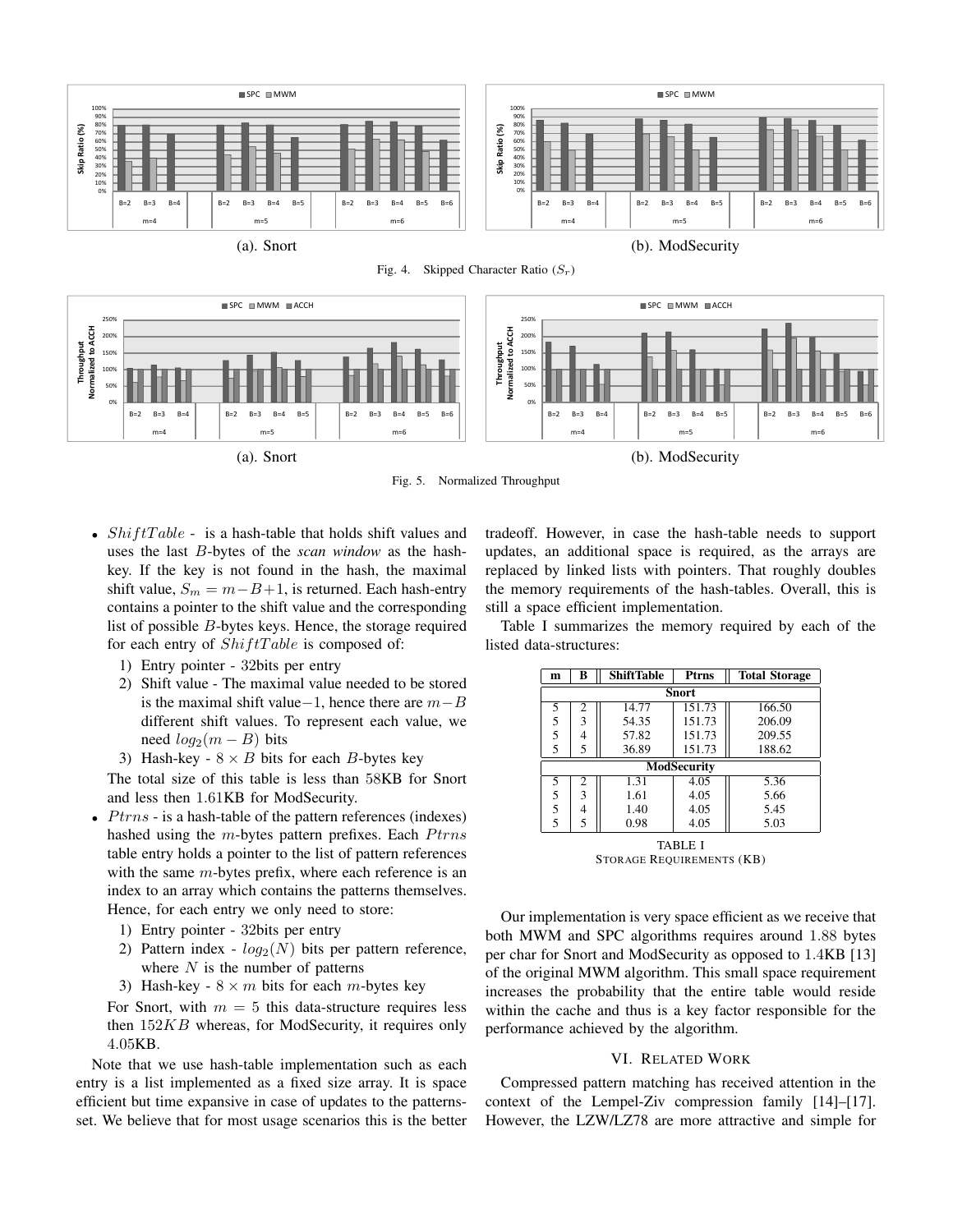(a). Snort

(b). ModSecurity

Fig. 4. Skipped Character Ratio ($S_r$)

(a). Snort

(b). ModSecurity

Fig. 5. Normalized Throughput

- $ShiftTable$ - is a hash-table that holds shift values and uses the last $B$-bytes of the *scan window* as the hash-key. If the key is not found in the hash, the maximal shift value, $S_m = m - B + 1$, is returned. Each hash-entry contains a pointer to the shift value and the corresponding list of possible $B$-bytes keys. Hence, the storage required for each entry of $ShiftTable$ is composed of:
  1) Entry pointer - 32bits per entry
  2) Shift value - The maximal value needed to be stored is the maximal shift value−1, hence there are $m - B$ different shift values. To represent each value, we need $log_2(m - B)$ bits
  3) Hash-key - $8 \times B$ bits for each $B$-bytes key

  The total size of this table is less than 58KB for Snort and less then 1.61KB for ModSecurity.
- $Ptrns$ - is a hash-table of the pattern references (indexes) hashed using the $m$-bytes pattern prefixes. Each $Ptrns$ table entry holds a pointer to the list of pattern references with the same $m$-bytes prefix, where each reference is an index to an array which contains the patterns themselves. Hence, for each entry we only need to store:
  1) Entry pointer - 32bits per entry
  2) Pattern index - $log_2(N)$ bits per pattern reference, where $N$ is the number of patterns
  3) Hash-key - $8 \times m$ bits for each $m$-bytes key

  For Snort, with $m = 5$ this data-structure requires less then $152KB$ whereas, for ModSecurity, it requires only 4.05KB.

Note that we use hash-table implementation such as each entry is a list implemented as a fixed size array. It is space efficient but time expansive in case of updates to the patterns-set. We believe that for most usage scenarios this is the better tradeoff. However, in case the hash-table needs to support updates, an additional space is required, as the arrays are replaced by linked lists with pointers. That roughly doubles the memory requirements of the hash-tables. Overall, this is still a space efficient implementation.

Table I summarizes the memory required by each of the listed data-structures:

| m | B | ShiftTable | Ptrns | Total Storage |
|---|---|---|---|---|
| **Snort** | | | | |
| 5 | 2 | 14.77 | 151.73 | 166.50 |
| 5 | 3 | 54.35 | 151.73 | 206.09 |
| 5 | 4 | 57.82 | 151.73 | 209.55 |
| 5 | 5 | 36.89 | 151.73 | 188.62 |
| **ModSecurity** | | | | |
| 5 | 2 | 1.31 | 4.05 | 5.36 |
| 5 | 3 | 1.61 | 4.05 | 5.66 |
| 5 | 4 | 1.40 | 4.05 | 5.45 |
| 5 | 5 | 0.98 | 4.05 | 5.03 |

TABLE I
STORAGE REQUIREMENTS (KB)

Our implementation is very space efficient as we receive that both MWM and SPC algorithms requires around 1.88 bytes per char for Snort and ModSecurity as opposed to 1.4KB [13] of the original MWM algorithm. This small space requirement increases the probability that the entire table would reside within the cache and thus is a key factor responsible for the performance achieved by the algorithm.

## VI. Related Work

Compressed pattern matching has received attention in the context of the Lempel-Ziv compression family [14]–[17]. However, the LZW/LZ78 are more attractive and simple for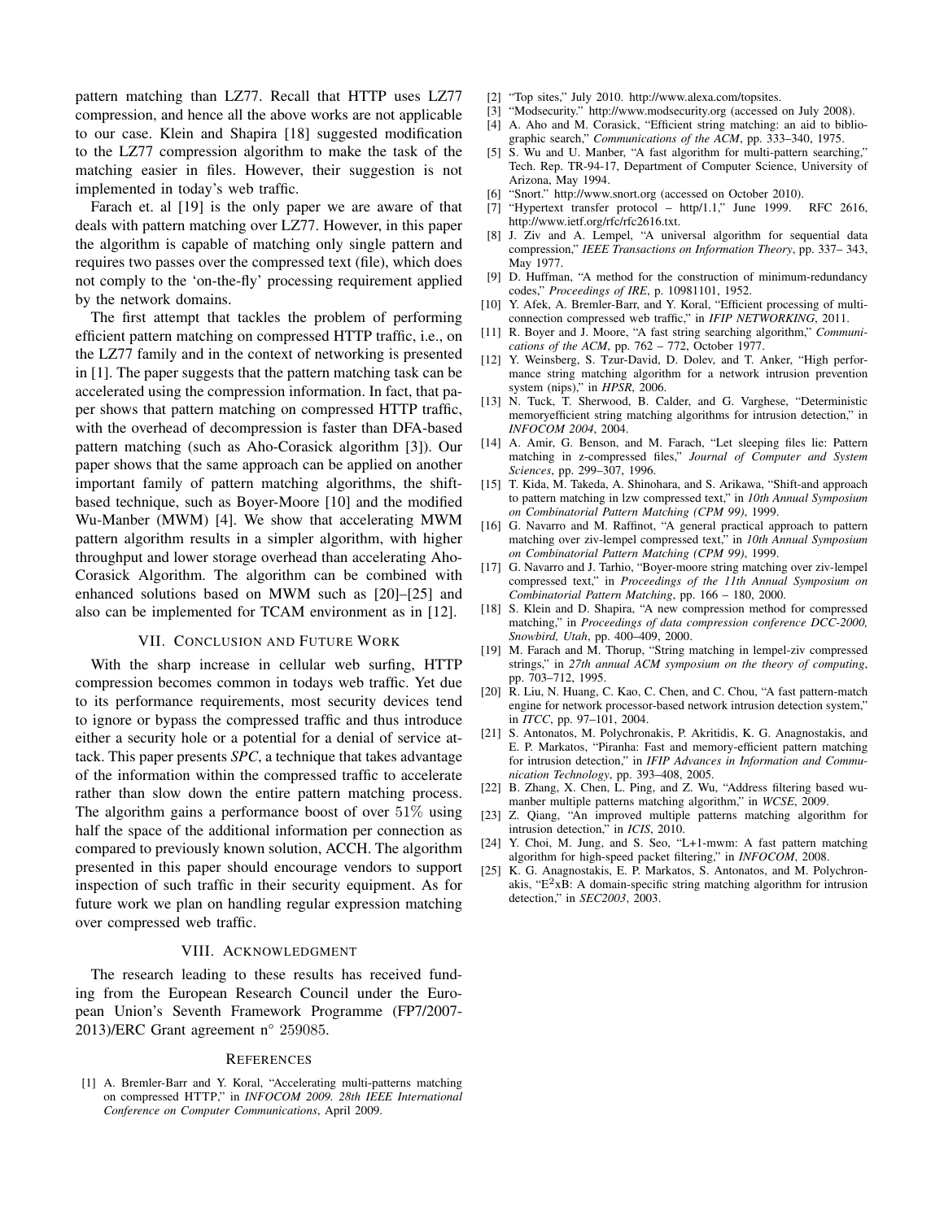pattern matching than LZ77. Recall that HTTP uses LZ77 compression, and hence all the above works are not applicable to our case. Klein and Shapira [18] suggested modification to the LZ77 compression algorithm to make the task of the matching easier in files. However, their suggestion is not implemented in today's web traffic.

Farach et. al [19] is the only paper we are aware of that deals with pattern matching over LZ77. However, in this paper the algorithm is capable of matching only single pattern and requires two passes over the compressed text (file), which does not comply to the 'on-the-fly' processing requirement applied by the network domains.

The first attempt that tackles the problem of performing efficient pattern matching on compressed HTTP traffic, i.e., on the LZ77 family and in the context of networking is presented in [1]. The paper suggests that the pattern matching task can be accelerated using the compression information. In fact, that paper shows that pattern matching on compressed HTTP traffic, with the overhead of decompression is faster than DFA-based pattern matching (such as Aho-Corasick algorithm [3]). Our paper shows that the same approach can be applied on another important family of pattern matching algorithms, the shift-based technique, such as Boyer-Moore [10] and the modified Wu-Manber (MWM) [4]. We show that accelerating MWM pattern algorithm results in a simpler algorithm, with higher throughput and lower storage overhead than accelerating Aho-Corasick Algorithm. The algorithm can be combined with enhanced solutions based on MWM such as [20]–[25] and also can be implemented for TCAM environment as in [12].

## VII. Conclusion and Future Work

With the sharp increase in cellular web surfing, HTTP compression becomes common in todays web traffic. Yet due to its performance requirements, most security devices tend to ignore or bypass the compressed traffic and thus introduce either a security hole or a potential for a denial of service attack. This paper presents *SPC*, a technique that takes advantage of the information within the compressed traffic to accelerate rather than slow down the entire pattern matching process. The algorithm gains a performance boost of over $51\%$ using half the space of the additional information per connection as compared to previously known solution, ACCH. The algorithm presented in this paper should encourage vendors to support inspection of such traffic in their security equipment. As for future work we plan on handling regular expression matching over compressed web traffic.

## VIII. Acknowledgment

The research leading to these results has received funding from the European Research Council under the European Union's Seventh Framework Programme (FP7/2007-2013)/ERC Grant agreement n° 259085.

## References

[1] A. Bremler-Barr and Y. Koral, "Accelerating multi-patterns matching on compressed HTTP," in *INFOCOM 2009. 28th IEEE International Conference on Computer Communications*, April 2009.

[2] "Top sites," July 2010. http://www.alexa.com/topsites.

[3] "Modsecurity." http://www.modsecurity.org (accessed on July 2008).

[4] A. Aho and M. Corasick, "Efficient string matching: an aid to bibliographic search," *Communications of the ACM*, pp. 333–340, 1975.

[5] S. Wu and U. Manber, "A fast algorithm for multi-pattern searching," Tech. Rep. TR-94-17, Department of Computer Science, University of Arizona, May 1994.

[6] "Snort." http://www.snort.org (accessed on October 2010).

[7] "Hypertext transfer protocol – http/1.1," June 1999. RFC 2616, http://www.ietf.org/rfc/rfc2616.txt.

[8] J. Ziv and A. Lempel, "A universal algorithm for sequential data compression," *IEEE Transactions on Information Theory*, pp. 337– 343, May 1977.

[9] D. Huffman, "A method for the construction of minimum-redundancy codes," *Proceedings of IRE*, p. 10981101, 1952.

[10] Y. Afek, A. Bremler-Barr, and Y. Koral, "Efficient processing of multi-connection compressed web traffic," in *IFIP NETWORKING*, 2011.

[11] R. Boyer and J. Moore, "A fast string searching algorithm," *Communications of the ACM*, pp. 762 – 772, October 1977.

[12] Y. Weinsberg, S. Tzur-David, D. Dolev, and T. Anker, "High performance string matching algorithm for a network intrusion prevention system (nips)," in *HPSR*, 2006.

[13] N. Tuck, T. Sherwood, B. Calder, and G. Varghese, "Deterministic memoryefficient string matching algorithms for intrusion detection," in *INFOCOM 2004*, 2004.

[14] A. Amir, G. Benson, and M. Farach, "Let sleeping files lie: Pattern matching in z-compressed files," *Journal of Computer and System Sciences*, pp. 299–307, 1996.

[15] T. Kida, M. Takeda, A. Shinohara, and S. Arikawa, "Shift-and approach to pattern matching in lzw compressed text," in *10th Annual Symposium on Combinatorial Pattern Matching (CPM 99)*, 1999.

[16] G. Navarro and M. Raffinot, "A general practical approach to pattern matching over ziv-lempel compressed text," in *10th Annual Symposium on Combinatorial Pattern Matching (CPM 99)*, 1999.

[17] G. Navarro and J. Tarhio, "Boyer-moore string matching over ziv-lempel compressed text," in *Proceedings of the 11th Annual Symposium on Combinatorial Pattern Matching*, pp. 166 – 180, 2000.

[18] S. Klein and D. Shapira, "A new compression method for compressed matching," in *Proceedings of data compression conference DCC-2000, Snowbird, Utah*, pp. 400–409, 2000.

[19] M. Farach and M. Thorup, "String matching in lempel-ziv compressed strings," in *27th annual ACM symposium on the theory of computing*, pp. 703–712, 1995.

[20] R. Liu, N. Huang, C. Kao, C. Chen, and C. Chou, "A fast pattern-match engine for network processor-based network intrusion detection system," in *ITCC*, pp. 97–101, 2004.

[21] S. Antonatos, M. Polychronakis, P. Akritidis, K. G. Anagnostakis, and E. P. Markatos, "Piranha: Fast and memory-efficient pattern matching for intrusion detection," in *IFIP Advances in Information and Communication Technology*, pp. 393–408, 2005.

[22] B. Zhang, X. Chen, L. Ping, and Z. Wu, "Address filtering based wu-manber multiple patterns matching algorithm," in *WCSE*, 2009.

[23] Z. Qiang, "An improved multiple patterns matching algorithm for intrusion detection," in *ICIS*, 2010.

[24] Y. Choi, M. Jung, and S. Seo, "L+1-mwm: A fast pattern matching algorithm for high-speed packet filtering," in *INFOCOM*, 2008.

[25] K. G. Anagnostakis, E. P. Markatos, S. Antonatos, and M. Polychronakis, "$E^2$xB: A domain-specific string matching algorithm for intrusion detection," in *SEC2003*, 2003.